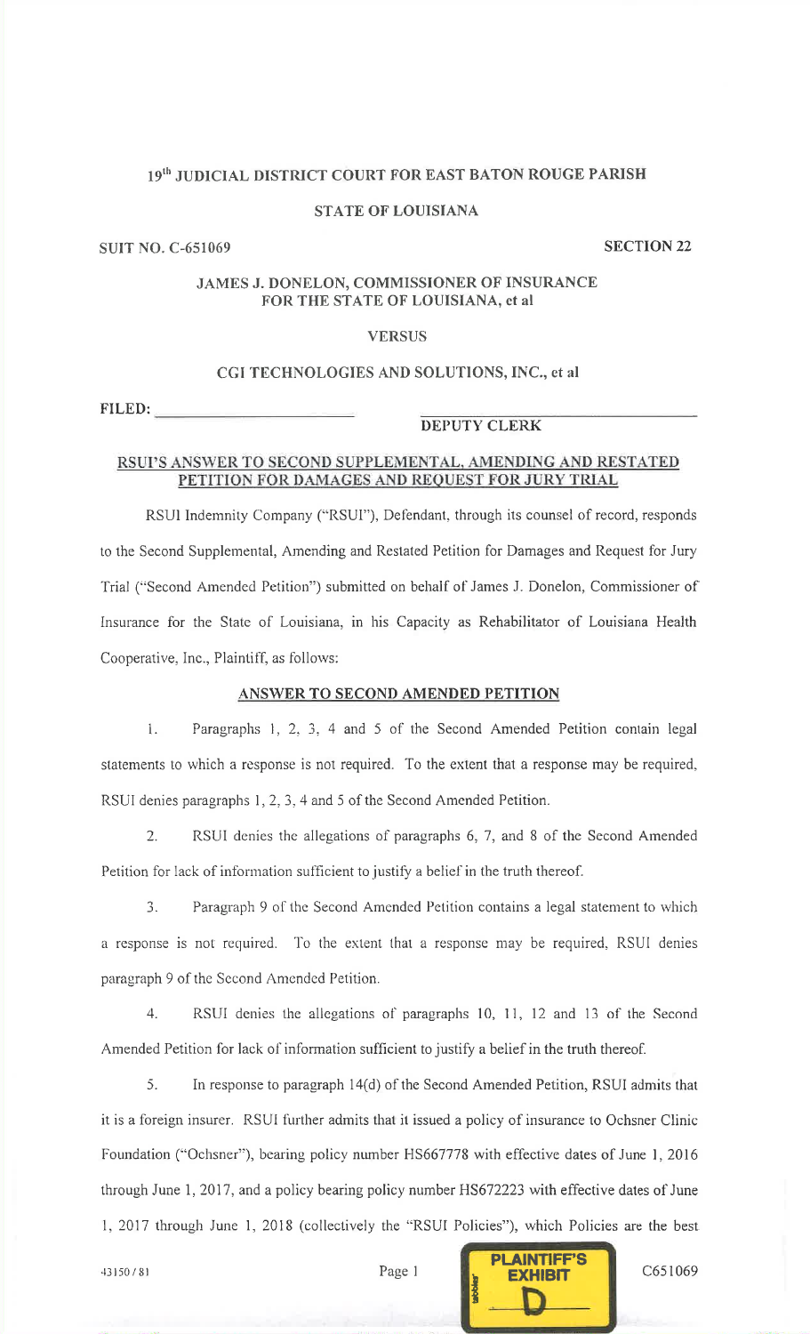**19[th] JUDICIAL DISTRICT COURT FOR EAST BATON ROUGE PARISH**

**STATE OF LOUISIANA**

**SUIT NO. C-651069** **SECTION 22**

**JAMES J. DONELON, COMMISSIONER OF INSURANCE FOR THE STATE OF LOUISIANA, et al**

**VERSUS**

**CGI TECHNOLOGIES AND SOLUTIONS, INC., et al**

**FILED:** \_\_\_\_\_\_\_\_\_\_\_\_\_\_\_\_\_\_\_\_\_\_\_\_ \_\_\_\_\_\_\_\_\_\_\_\_\_\_\_\_\_\_\_\_\_\_\_\_\_\_\_\_

**DEPUTY CLERK**

**RSUI'S ANSWER TO SECOND SUPPLEMENTAL, AMENDING AND RESTATED PETITION FOR DAMAGES AND REQUEST FOR JURY TRIAL**

RSUI Indemnity Company ("RSUI"), Defendant, through its counsel of record, responds to the Second Supplemental, Amending and Restated Petition for Damages and Request for Jury Trial ("Second Amended Petition") submitted on behalf of James J. Donelon, Commissioner of Insurance for the State of Louisiana, in his Capacity as Rehabilitator of Louisiana Health Cooperative, Inc., Plaintiff, as follows:

**ANSWER TO SECOND AMENDED PETITION**

1. Paragraphs 1, 2, 3, 4 and 5 of the Second Amended Petition contain legal statements to which a response is not required. To the extent that a response may be required, RSUI denies paragraphs 1, 2, 3, 4 and 5 of the Second Amended Petition.

2. RSUI denies the allegations of paragraphs 6, 7, and 8 of the Second Amended Petition for lack of information sufficient to justify a belief in the truth thereof.

3. Paragraph 9 of the Second Amended Petition contains a legal statement to which a response is not required. To the extent that a response may be required, RSUI denies paragraph 9 of the Second Amended Petition.

4. RSUI denies the allegations of paragraphs 10, 11, 12 and 13 of the Second Amended Petition for lack of information sufficient to justify a belief in the truth thereof.

5. In response to paragraph 14(d) of the Second Amended Petition, RSUI admits that it is a foreign insurer. RSUI further admits that it issued a policy of insurance to Ochsner Clinic Foundation ("Ochsner"), bearing policy number HS667778 with effective dates of June 1, 2016 through June 1, 2017, and a policy bearing policy number HS672223 with effective dates of June 1, 2017 through June 1, 2018 (collectively the "RSUI Policies"), which Policies are the best

43150 / 81

PLAINTIFF'S EXHIBIT D

C651069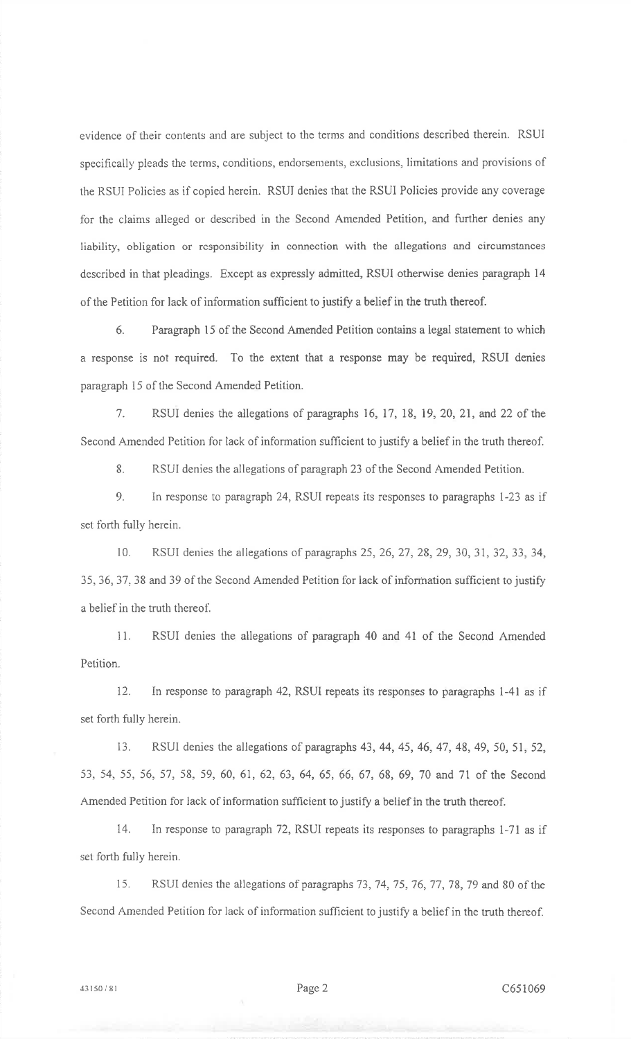evidence of their contents and are subject to the terms and conditions described therein. RSUI specifically pleads the terms, conditions, endorsements, exclusions, limitations and provisions of the RSUI Policies as if copied herein. RSUI denies that the RSUI Policies provide any coverage for the claims alleged or described in the Second Amended Petition, and further denies any liability, obligation or responsibility in connection with the allegations and circumstances described in that pleadings. Except as expressly admitted, RSUI otherwise denies paragraph 14 of the Petition for lack of information sufficient to justify a belief in the truth thereof.

6. Paragraph 15 of the Second Amended Petition contains a legal statement to which a response is not required. To the extent that a response may be required, RSUI denies paragraph 15 of the Second Amended Petition.

7. RSUI denies the allegations of paragraphs 16, 17, 18, 19, 20, 21, and 22 of the Second Amended Petition for lack of information sufficient to justify a belief in the truth thereof.

8. RSUI denies the allegations of paragraph 23 of the Second Amended Petition.

9. In response to paragraph 24, RSUI repeats its responses to paragraphs 1-23 as if set forth fully herein.

10. RSUI denies the allegations of paragraphs 25, 26, 27, 28, 29, 30, 31, 32, 33, 34, 35, 36, 37, 38 and 39 of the Second Amended Petition for lack of information sufficient to justify a belief in the truth thereof.

11. RSUI denies the allegations of paragraph 40 and 41 of the Second Amended Petition.

12. In response to paragraph 42, RSUI repeats its responses to paragraphs 1-41 as if set forth fully herein.

13. RSUI denies the allegations of paragraphs 43, 44, 45, 46, 47, 48, 49, 50, 51, 52, 53, 54, 55, 56, 57, 58, 59, 60, 61, 62, 63, 64, 65, 66, 67, 68, 69, 70 and 71 of the Second Amended Petition for lack of information sufficient to justify a belief in the truth thereof.

14. In response to paragraph 72, RSUI repeats its responses to paragraphs 1-71 as if set forth fully herein.

15. RSUI denies the allegations of paragraphs 73, 74, 75, 76, 77, 78, 79 and 80 of the Second Amended Petition for lack of information sufficient to justify a belief in the truth thereof.

43150 / 81 C651069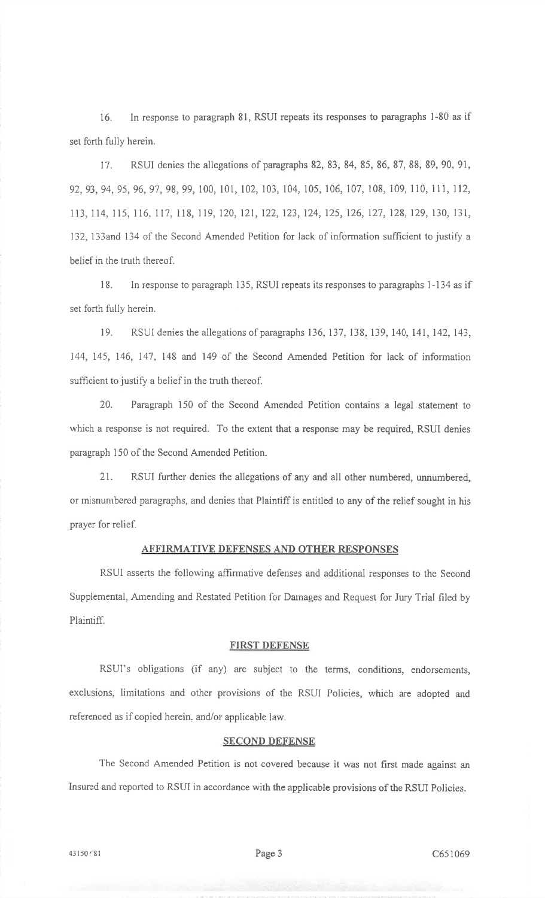16. In response to paragraph 81, RSUI repeats its responses to paragraphs 1-80 as if set forth fully herein.

17. RSUI denies the allegations of paragraphs 82, 83, 84, 85, 86, 87, 88, 89, 90, 91, 92, 93, 94, 95, 96, 97, 98, 99, 100, 101, 102, 103, 104, 105, 106, 107, 108, 109, 110, 111, 112, 113, 114, 115, 116, 117, 118, 119, 120, 121, 122, 123, 124, 125, 126, 127, 128, 129, 130, 131, 132, 133and 134 of the Second Amended Petition for lack of information sufficient to justify a belief in the truth thereof.

18. In response to paragraph 135, RSUI repeats its responses to paragraphs 1-134 as if set forth fully herein.

19. RSUI denies the allegations of paragraphs 136, 137, 138, 139, 140, 141, 142, 143, 144, 145, 146, 147, 148 and 149 of the Second Amended Petition for lack of information sufficient to justify a belief in the truth thereof.

20. Paragraph 150 of the Second Amended Petition contains a legal statement to which a response is not required. To the extent that a response may be required, RSUI denies paragraph 150 of the Second Amended Petition.

21. RSUI further denies the allegations of any and all other numbered, unnumbered, or misnumbered paragraphs, and denies that Plaintiff is entitled to any of the relief sought in his prayer for relief.

## AFFIRMATIVE DEFENSES AND OTHER RESPONSES

RSUI asserts the following affirmative defenses and additional responses to the Second Supplemental, Amending and Restated Petition for Damages and Request for Jury Trial filed by Plaintiff.

### FIRST DEFENSE

RSUI's obligations (if any) are subject to the terms, conditions, endorsements, exclusions, limitations and other provisions of the RSUI Policies, which are adopted and referenced as if copied herein, and/or applicable law.

### SECOND DEFENSE

The Second Amended Petition is not covered because it was not first made against an Insured and reported to RSUI in accordance with the applicable provisions of the RSUI Policies.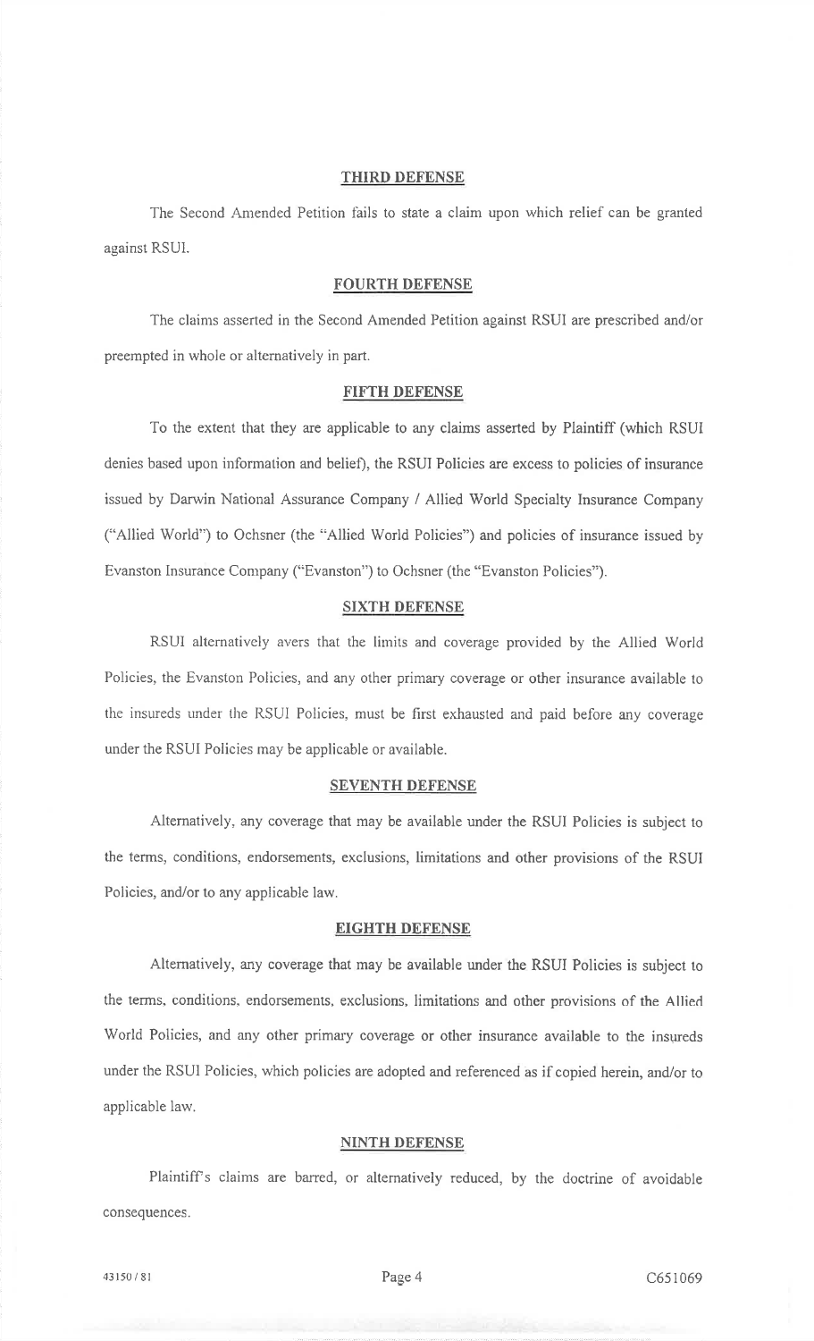## THIRD DEFENSE

The Second Amended Petition fails to state a claim upon which relief can be granted against RSUI.

## FOURTH DEFENSE

The claims asserted in the Second Amended Petition against RSUI are prescribed and/or preempted in whole or alternatively in part.

## FIFTH DEFENSE

To the extent that they are applicable to any claims asserted by Plaintiff (which RSUI denies based upon information and belief), the RSUI Policies are excess to policies of insurance issued by Darwin National Assurance Company / Allied World Specialty Insurance Company ("Allied World") to Ochsner (the "Allied World Policies") and policies of insurance issued by Evanston Insurance Company ("Evanston") to Ochsner (the "Evanston Policies").

## SIXTH DEFENSE

RSUI alternatively avers that the limits and coverage provided by the Allied World Policies, the Evanston Policies, and any other primary coverage or other insurance available to the insureds under the RSUI Policies, must be first exhausted and paid before any coverage under the RSUI Policies may be applicable or available.

## SEVENTH DEFENSE

Alternatively, any coverage that may be available under the RSUI Policies is subject to the terms, conditions, endorsements, exclusions, limitations and other provisions of the RSUI Policies, and/or to any applicable law.

## EIGHTH DEFENSE

Alternatively, any coverage that may be available under the RSUI Policies is subject to the terms, conditions, endorsements, exclusions, limitations and other provisions of the Allied World Policies, and any other primary coverage or other insurance available to the insureds under the RSUI Policies, which policies are adopted and referenced as if copied herein, and/or to applicable law.

## NINTH DEFENSE

Plaintiff's claims are barred, or alternatively reduced, by the doctrine of avoidable consequences.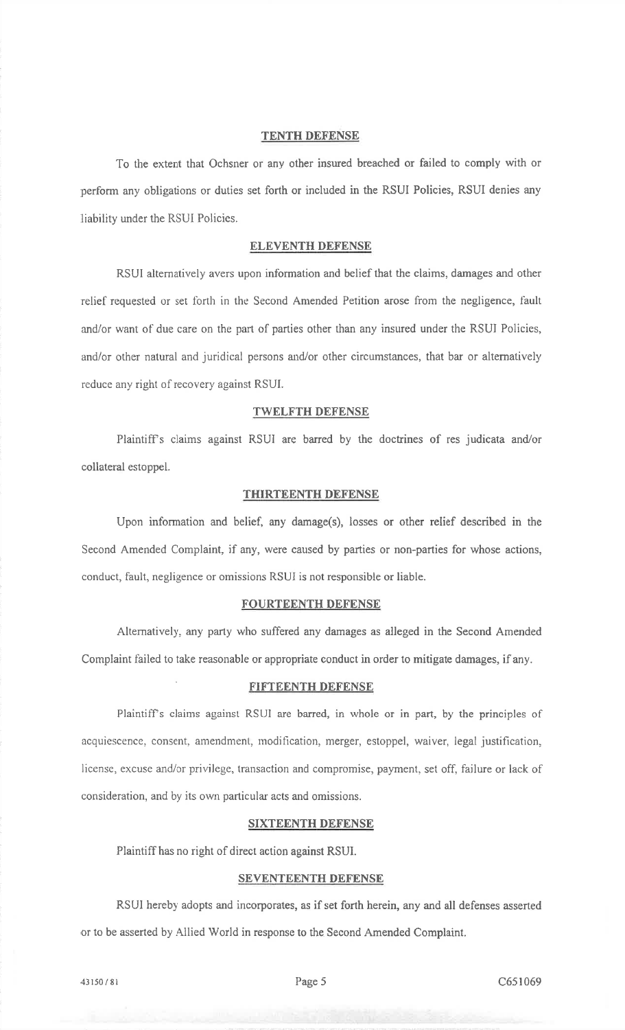**TENTH DEFENSE**

To the extent that Ochsner or any other insured breached or failed to comply with or perform any obligations or duties set forth or included in the RSUI Policies, RSUI denies any liability under the RSUI Policies.

**ELEVENTH DEFENSE**

RSUI alternatively avers upon information and belief that the claims, damages and other relief requested or set forth in the Second Amended Petition arose from the negligence, fault and/or want of due care on the part of parties other than any insured under the RSUI Policies, and/or other natural and juridical persons and/or other circumstances, that bar or alternatively reduce any right of recovery against RSUI.

**TWELFTH DEFENSE**

Plaintiff's claims against RSUI are barred by the doctrines of res judicata and/or collateral estoppel.

**THIRTEENTH DEFENSE**

Upon information and belief, any damage(s), losses or other relief described in the Second Amended Complaint, if any, were caused by parties or non-parties for whose actions, conduct, fault, negligence or omissions RSUI is not responsible or liable.

**FOURTEENTH DEFENSE**

Alternatively, any party who suffered any damages as alleged in the Second Amended Complaint failed to take reasonable or appropriate conduct in order to mitigate damages, if any.

**FIFTEENTH DEFENSE**

Plaintiff's claims against RSUI are barred, in whole or in part, by the principles of acquiescence, consent, amendment, modification, merger, estoppel, waiver, legal justification, license, excuse and/or privilege, transaction and compromise, payment, set off, failure or lack of consideration, and by its own particular acts and omissions.

**SIXTEENTH DEFENSE**

Plaintiff has no right of direct action against RSUI.

**SEVENTEENTH DEFENSE**

RSUI hereby adopts and incorporates, as if set forth herein, any and all defenses asserted or to be asserted by Allied World in response to the Second Amended Complaint.

43150 / 81 C651069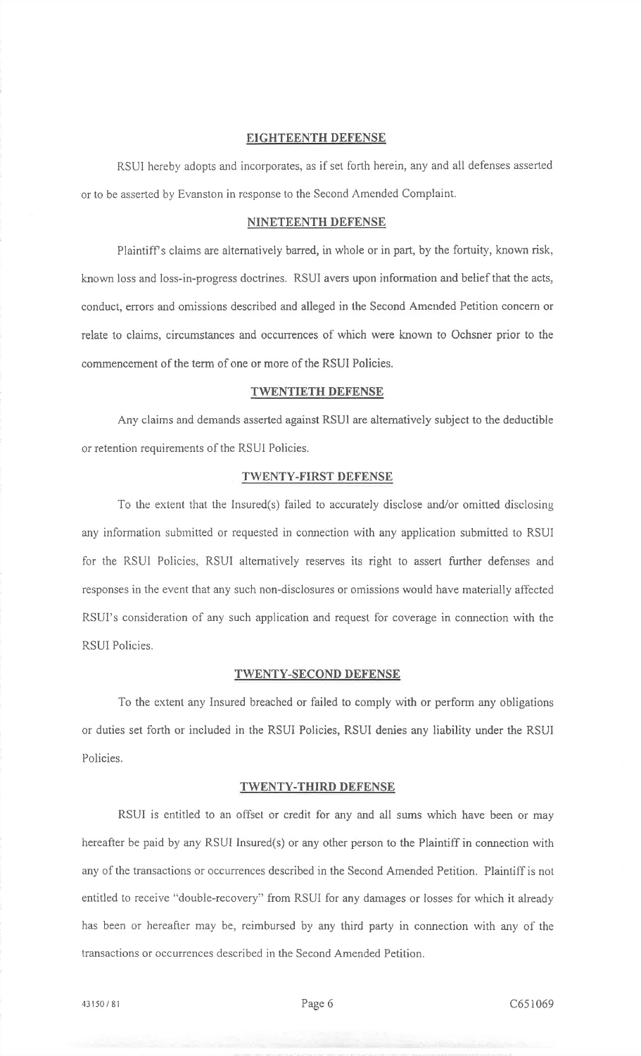**EIGHTEENTH DEFENSE**

RSUI hereby adopts and incorporates, as if set forth herein, any and all defenses asserted or to be asserted by Evanston in response to the Second Amended Complaint.

**NINETEENTH DEFENSE**

Plaintiff's claims are alternatively barred, in whole or in part, by the fortuity, known risk, known loss and loss-in-progress doctrines. RSUI avers upon information and belief that the acts, conduct, errors and omissions described and alleged in the Second Amended Petition concern or relate to claims, circumstances and occurrences of which were known to Ochsner prior to the commencement of the term of one or more of the RSUI Policies.

**TWENTIETH DEFENSE**

Any claims and demands asserted against RSUI are alternatively subject to the deductible or retention requirements of the RSUI Policies.

**TWENTY-FIRST DEFENSE**

To the extent that the Insured(s) failed to accurately disclose and/or omitted disclosing any information submitted or requested in connection with any application submitted to RSUI for the RSUI Policies, RSUI alternatively reserves its right to assert further defenses and responses in the event that any such non-disclosures or omissions would have materially affected RSUI's consideration of any such application and request for coverage in connection with the RSUI Policies.

**TWENTY-SECOND DEFENSE**

To the extent any Insured breached or failed to comply with or perform any obligations or duties set forth or included in the RSUI Policies, RSUI denies any liability under the RSUI Policies.

**TWENTY-THIRD DEFENSE**

RSUI is entitled to an offset or credit for any and all sums which have been or may hereafter be paid by any RSUI Insured(s) or any other person to the Plaintiff in connection with any of the transactions or occurrences described in the Second Amended Petition. Plaintiff is not entitled to receive "double-recovery" from RSUI for any damages or losses for which it already has been or hereafter may be, reimbursed by any third party in connection with any of the transactions or occurrences described in the Second Amended Petition.

43150 / 81 C651069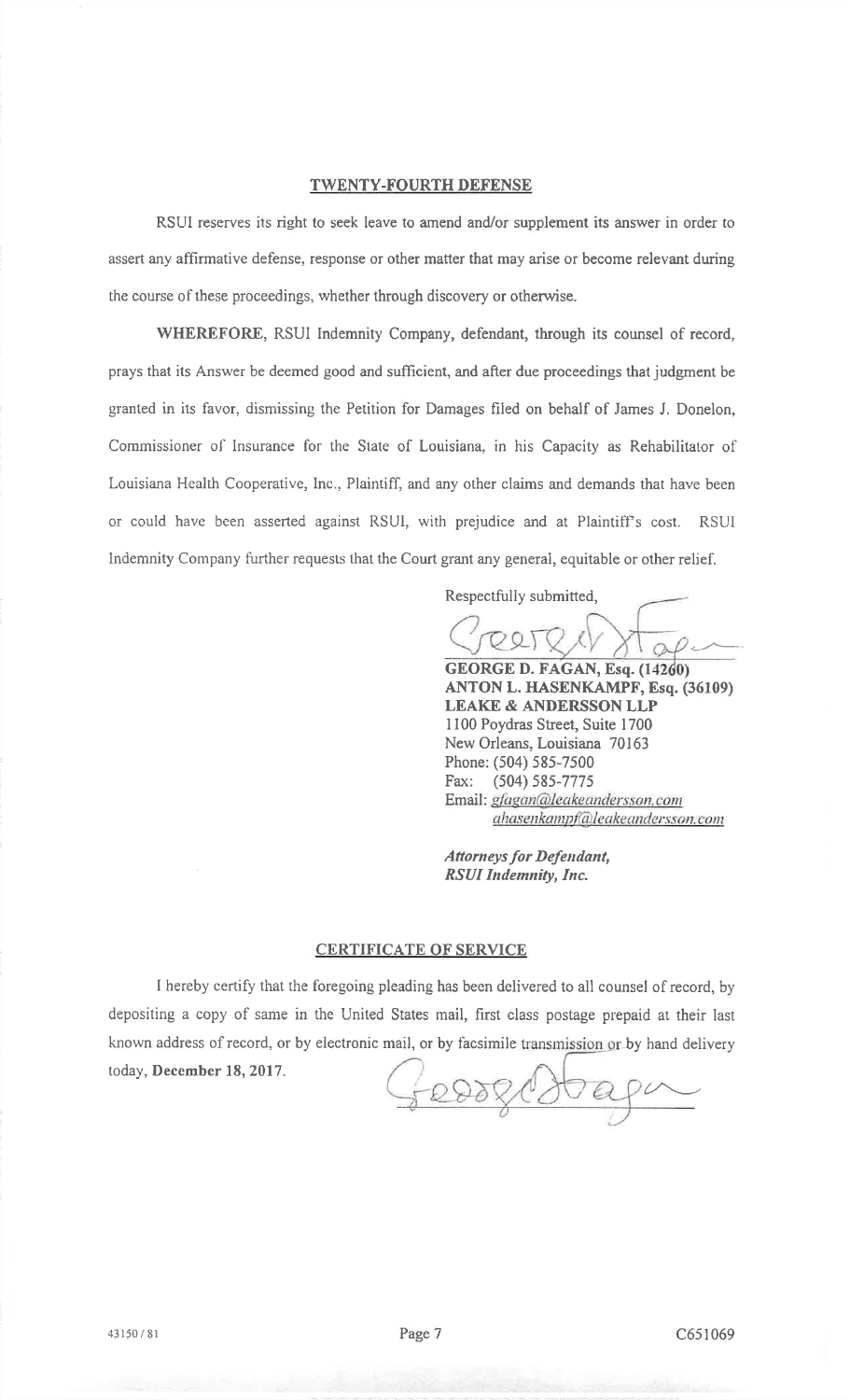## TWENTY-FOURTH DEFENSE

RSUI reserves its right to seek leave to amend and/or supplement its answer in order to assert any affirmative defense, response or other matter that may arise or become relevant during the course of these proceedings, whether through discovery or otherwise.

**WHEREFORE**, RSUI Indemnity Company, defendant, through its counsel of record, prays that its Answer be deemed good and sufficient, and after due proceedings that judgment be granted in its favor, dismissing the Petition for Damages filed on behalf of James J. Donelon, Commissioner of Insurance for the State of Louisiana, in his Capacity as Rehabilitator of Louisiana Health Cooperative, Inc., Plaintiff, and any other claims and demands that have been or could have been asserted against RSUI, with prejudice and at Plaintiff's cost. RSUI Indemnity Company further requests that the Court grant any general, equitable or other relief.

Respectfully submitted,

**GEORGE D. FAGAN, Esq. (14260)**
**ANTON L. HASENKAMPF, Esq. (36109)**
**LEAKE & ANDERSSON LLP**
1100 Poydras Street, Suite 1700
New Orleans, Louisiana 70163
Phone: (504) 585-7500
Fax: (504) 585-7775
Email: gfagan@leakeandersson.com
ahasenkampf@leakeandersson.com

***Attorneys for Defendant, RSUI Indemnity, Inc.***

## CERTIFICATE OF SERVICE

I hereby certify that the foregoing pleading has been delivered to all counsel of record, by depositing a copy of same in the United States mail, first class postage prepaid at their last known address of record, or by electronic mail, or by facsimile transmission or by hand delivery today, **December 18, 2017**.

43150 / 81 C651069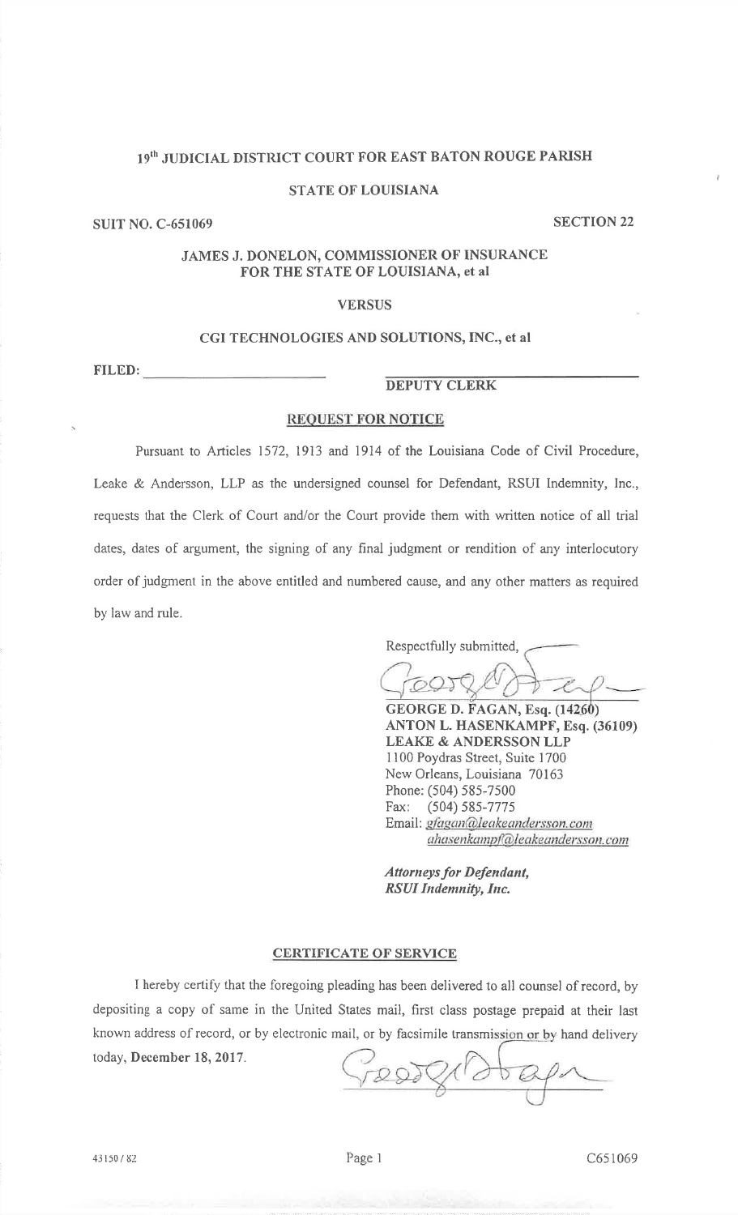19th JUDICIAL DISTRICT COURT FOR EAST BATON ROUGE PARISH

STATE OF LOUISIANA

SUIT NO. C-651069 SECTION 22

JAMES J. DONELON, COMMISSIONER OF INSURANCE FOR THE STATE OF LOUISIANA, et al

VERSUS

CGI TECHNOLOGIES AND SOLUTIONS, INC., et al

FILED: ______________________ ______________________
DEPUTY CLERK

## REQUEST FOR NOTICE

Pursuant to Articles 1572, 1913 and 1914 of the Louisiana Code of Civil Procedure, Leake & Andersson, LLP as the undersigned counsel for Defendant, RSUI Indemnity, Inc., requests that the Clerk of Court and/or the Court provide them with written notice of all trial dates, dates of argument, the signing of any final judgment or rendition of any interlocutory order of judgment in the above entitled and numbered cause, and any other matters as required by law and rule.

Respectfully submitted,

GEORGE D. FAGAN, Esq. (14260)
ANTON L. HASENKAMPF, Esq. (36109)
LEAKE & ANDERSSON LLP
1100 Poydras Street, Suite 1700
New Orleans, Louisiana 70163
Phone: (504) 585-7500
Fax: (504) 585-7775
Email: gfagan@leakeandersson.com
ahasenkampf@leakeandersson.com

***Attorneys for Defendant, RSUI Indemnity, Inc.***

## CERTIFICATE OF SERVICE

I hereby certify that the foregoing pleading has been delivered to all counsel of record, by depositing a copy of same in the United States mail, first class postage prepaid at their last known address of record, or by electronic mail, or by facsimile transmission or by hand delivery today, **December 18, 2017**.

43150 / 82 C651069